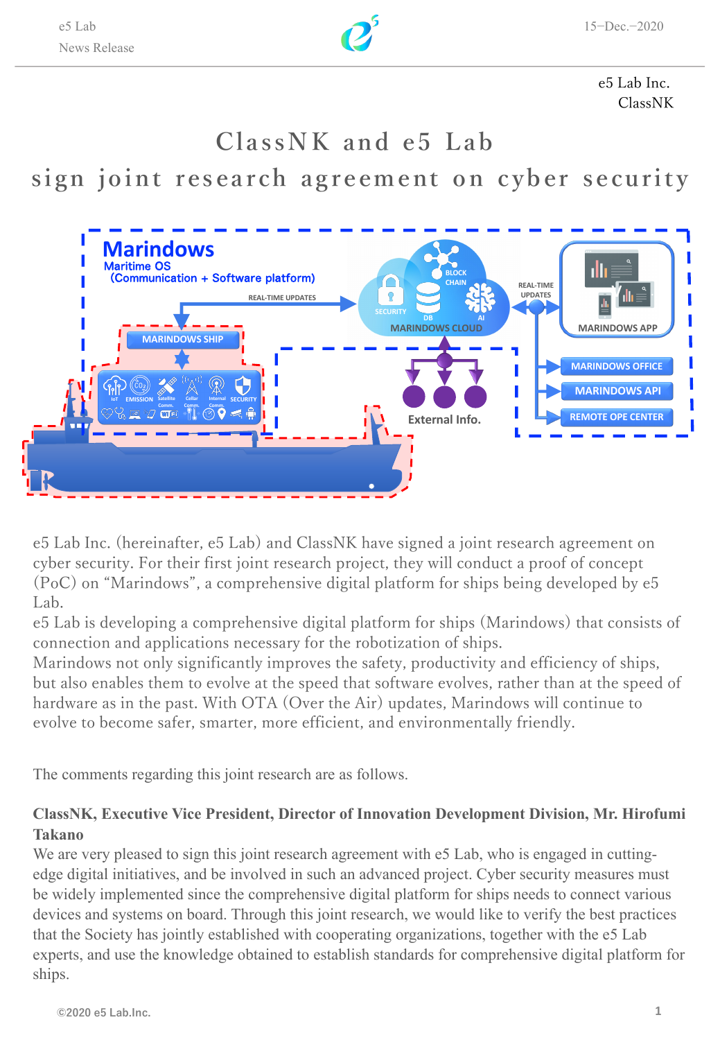e5 Lab Inc.
ClassNK

# ClassNK and e5 Lab
# sign joint research agreement on cyber security

e5 Lab Inc. (hereinafter, e5 Lab) and ClassNK have signed a joint research agreement on cyber security. For their first joint research project, they will conduct a proof of concept (PoC) on "Marindows", a comprehensive digital platform for ships being developed by e5 Lab.

e5 Lab is developing a comprehensive digital platform for ships (Marindows) that consists of connection and applications necessary for the robotization of ships.

Marindows not only significantly improves the safety, productivity and efficiency of ships, but also enables them to evolve at the speed that software evolves, rather than at the speed of hardware as in the past. With OTA (Over the Air) updates, Marindows will continue to evolve to become safer, smarter, more efficient, and environmentally friendly.

The comments regarding this joint research are as follows.

**ClassNK, Executive Vice President, Director of Innovation Development Division, Mr. Hirofumi Takano**

We are very pleased to sign this joint research agreement with e5 Lab, who is engaged in cutting-edge digital initiatives, and be involved in such an advanced project. Cyber security measures must be widely implemented since the comprehensive digital platform for ships needs to connect various devices and systems on board. Through this joint research, we would like to verify the best practices that the Society has jointly established with cooperating organizations, together with the e5 Lab experts, and use the knowledge obtained to establish standards for comprehensive digital platform for ships.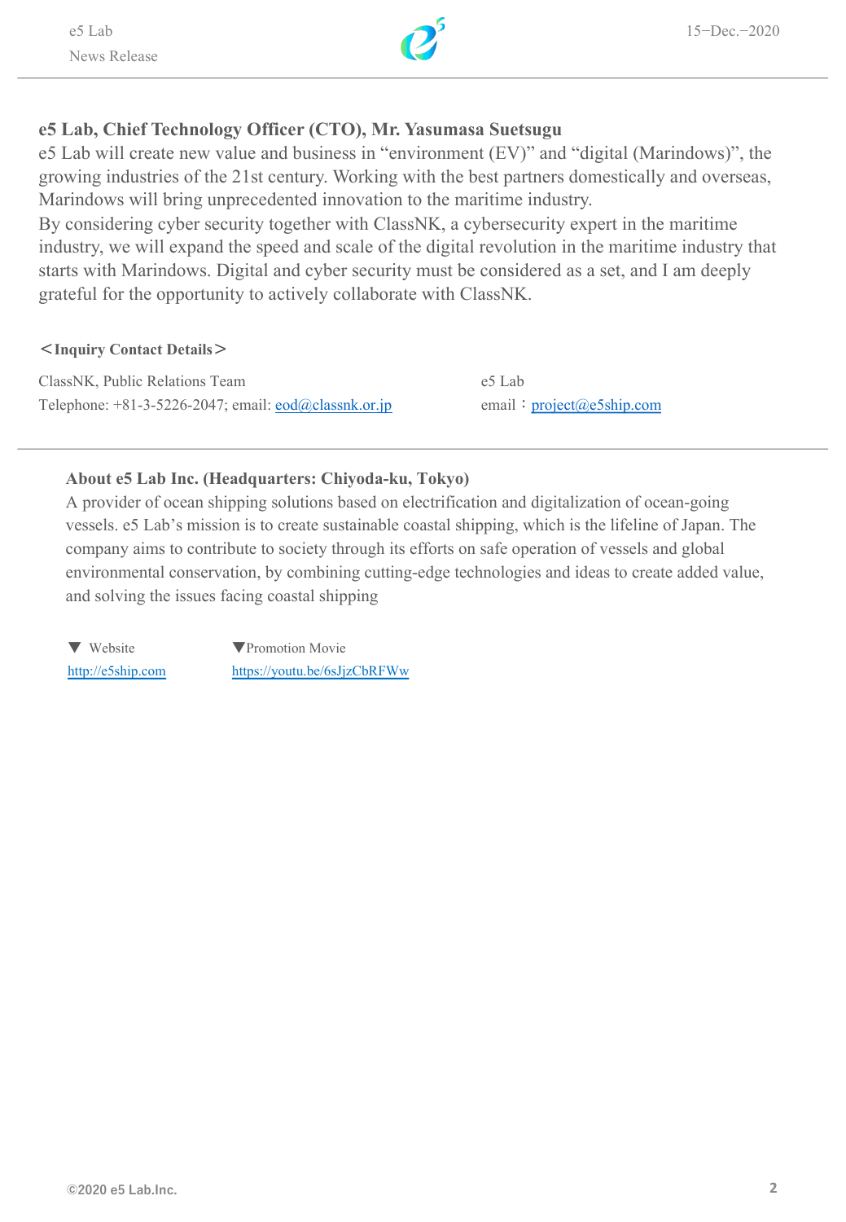**e5 Lab, Chief Technology Officer (CTO), Mr. Yasumasa Suetsugu**

e5 Lab will create new value and business in “environment (EV)” and “digital (Marindows)”, the growing industries of the 21st century. Working with the best partners domestically and overseas, Marindows will bring unprecedented innovation to the maritime industry.
By considering cyber security together with ClassNK, a cybersecurity expert in the maritime industry, we will expand the speed and scale of the digital revolution in the maritime industry that starts with Marindows. Digital and cyber security must be considered as a set, and I am deeply grateful for the opportunity to actively collaborate with ClassNK.

**＜Inquiry Contact Details＞**

ClassNK, Public Relations Team
Telephone: +81-3-5226-2047; email: eod@classnk.or.jp

e5 Lab
email：project@e5ship.com

---

**About e5 Lab Inc. (Headquarters: Chiyoda-ku, Tokyo)**

A provider of ocean shipping solutions based on electrification and digitalization of ocean-going vessels. e5 Lab’s mission is to create sustainable coastal shipping, which is the lifeline of Japan. The company aims to contribute to society through its efforts on safe operation of vessels and global environmental conservation, by combining cutting-edge technologies and ideas to create added value, and solving the issues facing coastal shipping

▼ Website
http://e5ship.com

▼Promotion Movie
https://youtu.be/6sJjzCbRFWw